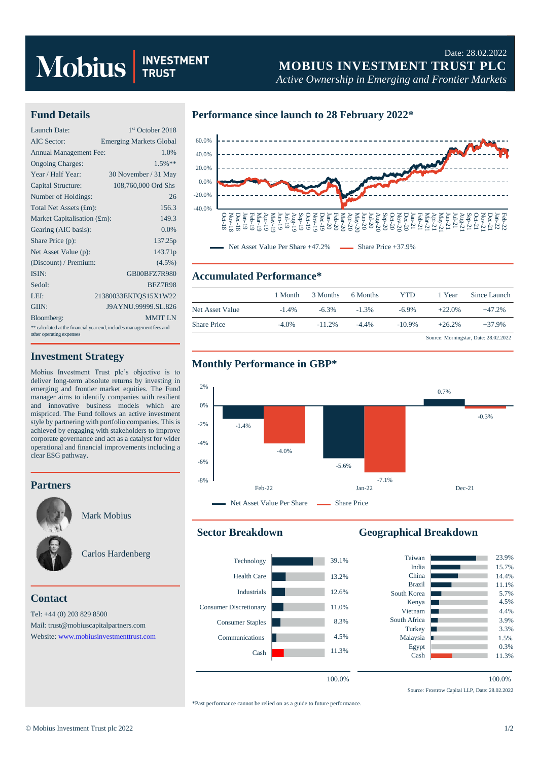# Mobius INVESTMENT TRUST

Date: 28.02.2022

**MOBIUS INVESTMENT TRUST PLC**

*Active Ownership in Emerging and Frontier Markets*

## Fund Details

| | |
|---|---|
| Launch Date: | 1st October 2018 |
| AIC Sector: | Emerging Markets Global |
| Annual Management Fee: | 1.0% |
| Ongoing Charges: | 1.5%** |
| Year / Half Year: | 30 November / 31 May |
| Capital Structure: | 108,760,000 Ord Shs |
| Number of Holdings: | 26 |
| Total Net Assets (£m): | 156.3 |
| Market Capitalisation (£m): | 149.3 |
| Gearing (AIC basis): | 0.0% |
| Share Price (p): | 137.25p |
| Net Asset Value (p): | 143.71p |
| (Discount) / Premium: | (4.5%) |
| ISIN: | GB00BFZ7R980 |
| Sedol: | BFZ7R98 |
| LEI: | 21380033EKFQS15X1W22 |
| GIIN: | J9AYNU.99999.SL.826 |
| Bloomberg: | MMIT LN |

** calculated at the financial year end, includes management fees and other operating expenses

## Investment Strategy

Mobius Investment Trust plc's objective is to deliver long-term absolute returns by investing in emerging and frontier market equities. The Fund manager aims to identify companies with resilient and innovative business models which are mispriced. The Fund follows an active investment style by partnering with portfolio companies. This is achieved by engaging with stakeholders to improve corporate governance and act as a catalyst for wider operational and financial improvements including a clear ESG pathway.

## Partners

Mark Mobius

Carlos Hardenberg

## Contact

Tel: +44 (0) 203 829 8500

Mail: trust@mobiuscapitalpartners.com

Website: www.mobiusinvestmenttrust.com

## Performance since launch to 28 February 2022*

Net Asset Value Per Share +47.2% — Share Price +37.9%

## Accumulated Performance*

| | 1 Month | 3 Months | 6 Months | YTD | 1 Year | Since Launch |
|---|---|---|---|---|---|---|
| Net Asset Value | -1.4% | -6.3% | -1.3% | -6.9% | +22.0% | +47.2% |
| Share Price | -4.0% | -11.2% | -4.4% | -10.9% | +26.2% | +37.9% |

Source: Morningstar, Date: 28.02.2022

## Monthly Performance in GBP*

| | Feb-22 | Jan-22 | Dec-21 |
|---|---|---|---|
| Net Asset Value Per Share | -1.4% | -5.6% | 0.7% |
| Share Price | -4.0% | -7.1% | -0.3% |

## Sector Breakdown

| Sector | % |
|---|---|
| Technology | 39.1% |
| Health Care | 13.2% |
| Industrials | 12.6% |
| Consumer Discretionary | 11.0% |
| Consumer Staples | 8.3% |
| Communications | 4.5% |
| Cash | 11.3% |
| | 100.0% |

## Geographical Breakdown

| Country | % |
|---|---|
| Taiwan | 23.9% |
| India | 15.7% |
| China | 14.4% |
| Brazil | 11.1% |
| South Korea | 5.7% |
| Kenya | 4.5% |
| Vietnam | 4.4% |
| South Africa | 3.9% |
| Turkey | 3.3% |
| Malaysia | 1.5% |
| Egypt | 0.3% |
| Cash | 11.3% |
| | 100.0% |

Source: Frostrow Capital LLP, Date: 28.02.2022

*Past performance cannot be relied on as a guide to future performance.

© Mobius Investment Trust plc 2022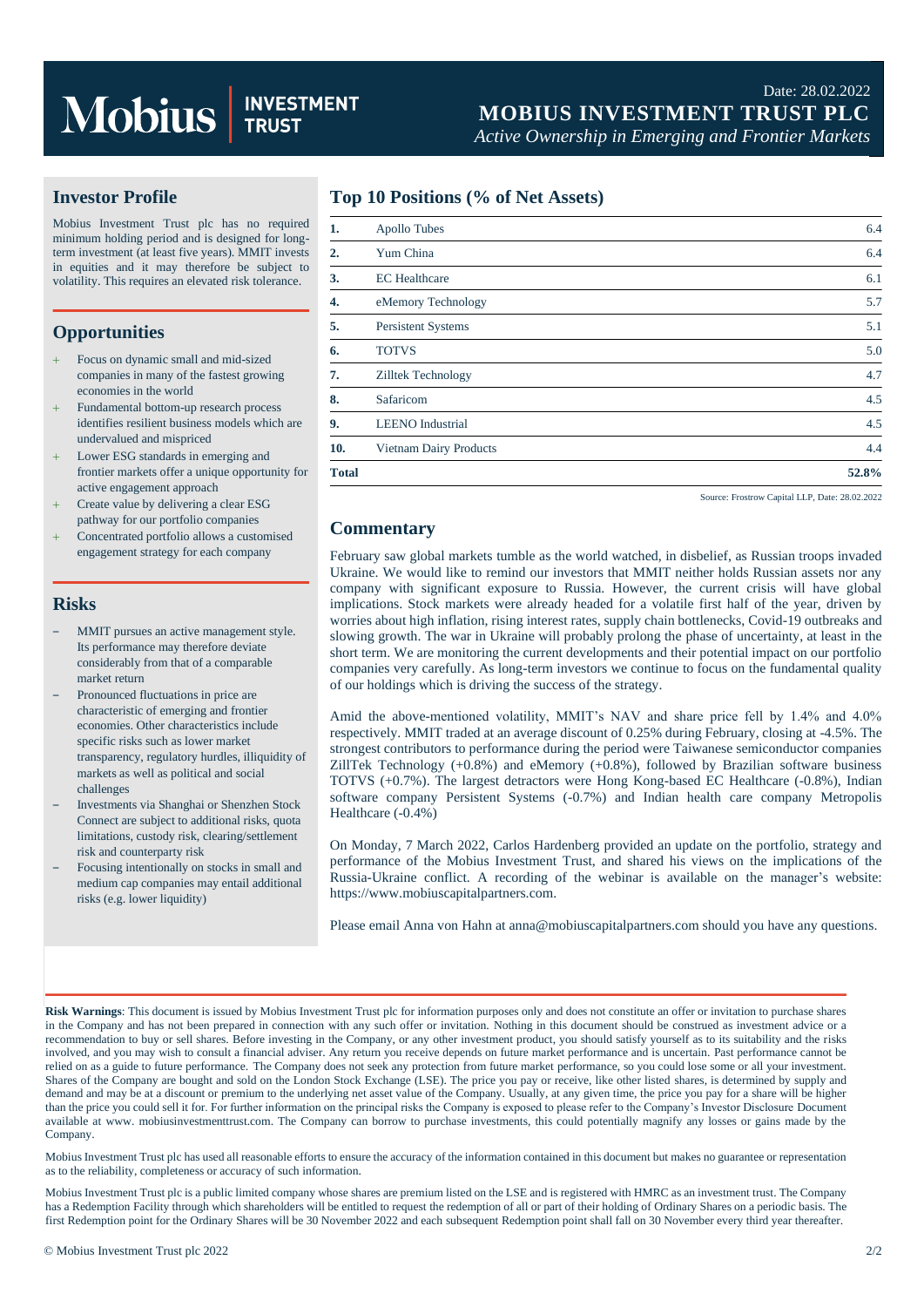Date: 28.02.2022

# MOBIUS INVESTMENT TRUST PLC

*Active Ownership in Emerging and Frontier Markets*

## Investor Profile

Mobius Investment Trust plc has no required minimum holding period and is designed for long-term investment (at least five years). MMIT invests in equities and it may therefore be subject to volatility. This requires an elevated risk tolerance.

## Opportunities

- Focus on dynamic small and mid-sized companies in many of the fastest growing economies in the world
- Fundamental bottom-up research process identifies resilient business models which are undervalued and mispriced
- Lower ESG standards in emerging and frontier markets offer a unique opportunity for active engagement approach
- Create value by delivering a clear ESG pathway for our portfolio companies
- Concentrated portfolio allows a customised engagement strategy for each company

## Risks

- MMIT pursues an active management style. Its performance may therefore deviate considerably from that of a comparable market return
- Pronounced fluctuations in price are characteristic of emerging and frontier economies. Other characteristics include specific risks such as lower market transparency, regulatory hurdles, illiquidity of markets as well as political and social challenges
- Investments via Shanghai or Shenzhen Stock Connect are subject to additional risks, quota limitations, custody risk, clearing/settlement risk and counterparty risk
- Focusing intentionally on stocks in small and medium cap companies may entail additional risks (e.g. lower liquidity)

## Top 10 Positions (% of Net Assets)

| | | |
|---|---|---|
| **1.** | Apollo Tubes | 6.4 |
| **2.** | Yum China | 6.4 |
| **3.** | EC Healthcare | 6.1 |
| **4.** | eMemory Technology | 5.7 |
| **5.** | Persistent Systems | 5.1 |
| **6.** | TOTVS | 5.0 |
| **7.** | Zilltek Technology | 4.7 |
| **8.** | Safaricom | 4.5 |
| **9.** | LEENO Industrial | 4.5 |
| **10.** | Vietnam Dairy Products | 4.4 |
| **Total** | | **52.8%** |

Source: Frostrow Capital LLP, Date: 28.02.2022

## Commentary

February saw global markets tumble as the world watched, in disbelief, as Russian troops invaded Ukraine. We would like to remind our investors that MMIT neither holds Russian assets nor any company with significant exposure to Russia. However, the current crisis will have global implications. Stock markets were already headed for a volatile first half of the year, driven by worries about high inflation, rising interest rates, supply chain bottlenecks, Covid-19 outbreaks and slowing growth. The war in Ukraine will probably prolong the phase of uncertainty, at least in the short term. We are monitoring the current developments and their potential impact on our portfolio companies very carefully. As long-term investors we continue to focus on the fundamental quality of our holdings which is driving the success of the strategy.

Amid the above-mentioned volatility, MMIT's NAV and share price fell by 1.4% and 4.0% respectively. MMIT traded at an average discount of 0.25% during February, closing at -4.5%. The strongest contributors to performance during the period were Taiwanese semiconductor companies ZillTek Technology (+0.8%) and eMemory (+0.8%), followed by Brazilian software business TOTVS (+0.7%). The largest detractors were Hong Kong-based EC Healthcare (-0.8%), Indian software company Persistent Systems (-0.7%) and Indian health care company Metropolis Healthcare (-0.4%)

On Monday, 7 March 2022, Carlos Hardenberg provided an update on the portfolio, strategy and performance of the Mobius Investment Trust, and shared his views on the implications of the Russia-Ukraine conflict. A recording of the webinar is available on the manager's website: https://www.mobiuscapitalpartners.com.

Please email Anna von Hahn at anna@mobiuscapitalpartners.com should you have any questions.

**Risk Warnings**: This document is issued by Mobius Investment Trust plc for information purposes only and does not constitute an offer or invitation to purchase shares in the Company and has not been prepared in connection with any such offer or invitation. Nothing in this document should be construed as investment advice or a recommendation to buy or sell shares. Before investing in the Company, or any other investment product, you should satisfy yourself as to its suitability and the risks involved, and you may wish to consult a financial adviser. Any return you receive depends on future market performance and is uncertain. Past performance cannot be relied on as a guide to future performance. The Company does not seek any protection from future market performance, so you could lose some or all your investment. Shares of the Company are bought and sold on the London Stock Exchange (LSE). The price you pay or receive, like other listed shares, is determined by supply and demand and may be at a discount or premium to the underlying net asset value of the Company. Usually, at any given time, the price you pay for a share will be higher than the price you could sell it for. For further information on the principal risks the Company is exposed to please refer to the Company's Investor Disclosure Document available at www. mobiusinvestmenttrust.com. The Company can borrow to purchase investments, this could potentially magnify any losses or gains made by the Company.

Mobius Investment Trust plc has used all reasonable efforts to ensure the accuracy of the information contained in this document but makes no guarantee or representation as to the reliability, completeness or accuracy of such information.

Mobius Investment Trust plc is a public limited company whose shares are premium listed on the LSE and is registered with HMRC as an investment trust. The Company has a Redemption Facility through which shareholders will be entitled to request the redemption of all or part of their holding of Ordinary Shares on a periodic basis. The first Redemption point for the Ordinary Shares will be 30 November 2022 and each subsequent Redemption point shall fall on 30 November every third year thereafter.

© Mobius Investment Trust plc 2022